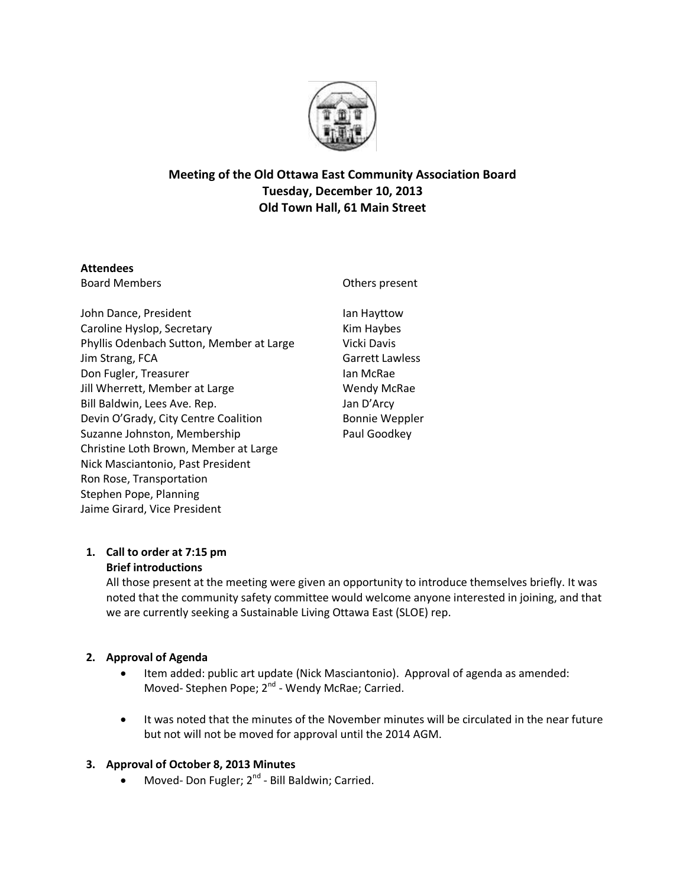# Meeting of the Old Ottawa East Community Association Board
## Tuesday, December 10, 2013
## Old Town Hall, 61 Main Street

**Attendees**

Board Members

John Dance, President
Caroline Hyslop, Secretary
Phyllis Odenbach Sutton, Member at Large
Jim Strang, FCA
Don Fugler, Treasurer
Jill Wherrett, Member at Large
Bill Baldwin, Lees Ave. Rep.
Devin O'Grady, City Centre Coalition
Suzanne Johnston, Membership
Christine Loth Brown, Member at Large
Nick Masciantonio, Past President
Ron Rose, Transportation
Stephen Pope, Planning
Jaime Girard, Vice President

Others present

Ian Hayttow
Kim Haybes
Vicki Davis
Garrett Lawless
Ian McRae
Wendy McRae
Jan D'Arcy
Bonnie Weppler
Paul Goodkey

1. **Call to order at 7:15 pm**
   **Brief introductions**
   All those present at the meeting were given an opportunity to introduce themselves briefly. It was noted that the community safety committee would welcome anyone interested in joining, and that we are currently seeking a Sustainable Living Ottawa East (SLOE) rep.

2. **Approval of Agenda**
   - Item added: public art update (Nick Masciantonio). Approval of agenda as amended: Moved- Stephen Pope; 2nd - Wendy McRae; Carried.
   - It was noted that the minutes of the November minutes will be circulated in the near future but not will not be moved for approval until the 2014 AGM.

3. **Approval of October 8, 2013 Minutes**
   - Moved- Don Fugler; 2nd - Bill Baldwin; Carried.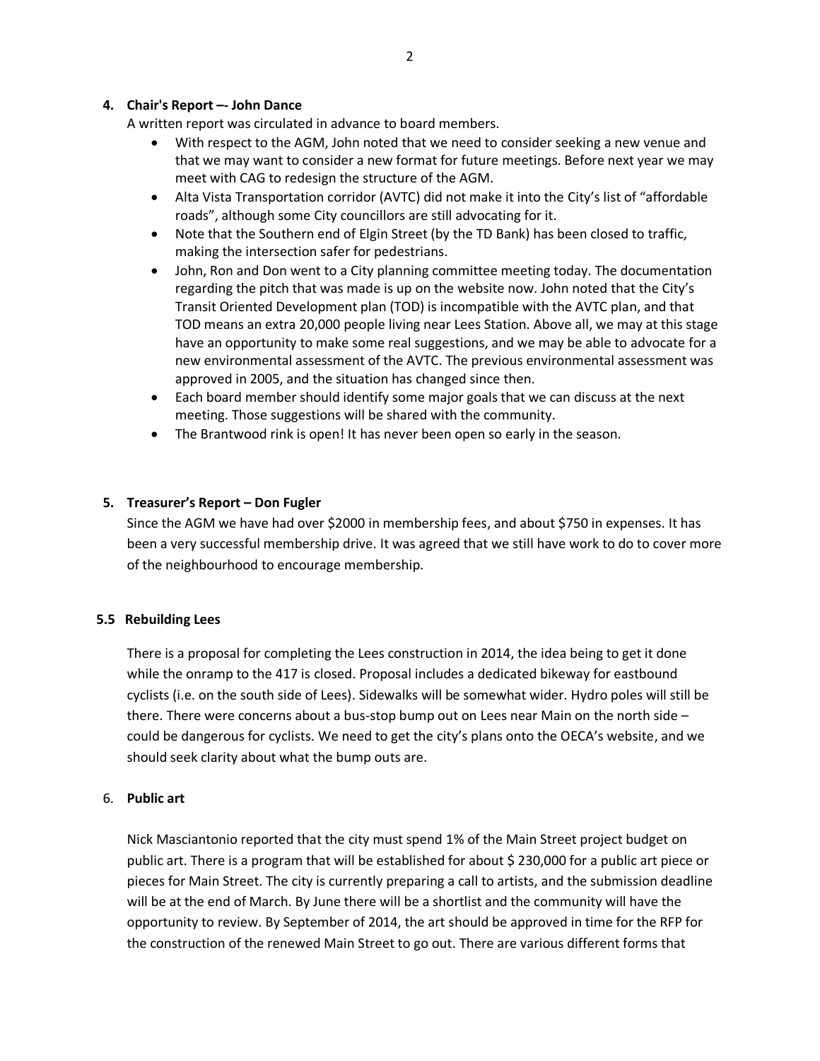**4. Chair's Report –- John Dance**

A written report was circulated in advance to board members.

- With respect to the AGM, John noted that we need to consider seeking a new venue and that we may want to consider a new format for future meetings. Before next year we may meet with CAG to redesign the structure of the AGM.
- Alta Vista Transportation corridor (AVTC) did not make it into the City's list of "affordable roads", although some City councillors are still advocating for it.
- Note that the Southern end of Elgin Street (by the TD Bank) has been closed to traffic, making the intersection safer for pedestrians.
- John, Ron and Don went to a City planning committee meeting today. The documentation regarding the pitch that was made is up on the website now. John noted that the City's Transit Oriented Development plan (TOD) is incompatible with the AVTC plan, and that TOD means an extra 20,000 people living near Lees Station. Above all, we may at this stage have an opportunity to make some real suggestions, and we may be able to advocate for a new environmental assessment of the AVTC. The previous environmental assessment was approved in 2005, and the situation has changed since then.
- Each board member should identify some major goals that we can discuss at the next meeting. Those suggestions will be shared with the community.
- The Brantwood rink is open! It has never been open so early in the season.

**5. Treasurer's Report – Don Fugler**

Since the AGM we have had over $2000 in membership fees, and about $750 in expenses. It has been a very successful membership drive. It was agreed that we still have work to do to cover more of the neighbourhood to encourage membership.

**5.5 Rebuilding Lees**

There is a proposal for completing the Lees construction in 2014, the idea being to get it done while the onramp to the 417 is closed. Proposal includes a dedicated bikeway for eastbound cyclists (i.e. on the south side of Lees). Sidewalks will be somewhat wider. Hydro poles will still be there. There were concerns about a bus-stop bump out on Lees near Main on the north side – could be dangerous for cyclists. We need to get the city's plans onto the OECA's website, and we should seek clarity about what the bump outs are.

6. **Public art**

Nick Masciantonio reported that the city must spend 1% of the Main Street project budget on public art. There is a program that will be established for about $ 230,000 for a public art piece or pieces for Main Street. The city is currently preparing a call to artists, and the submission deadline will be at the end of March. By June there will be a shortlist and the community will have the opportunity to review. By September of 2014, the art should be approved in time for the RFP for the construction of the renewed Main Street to go out. There are various different forms that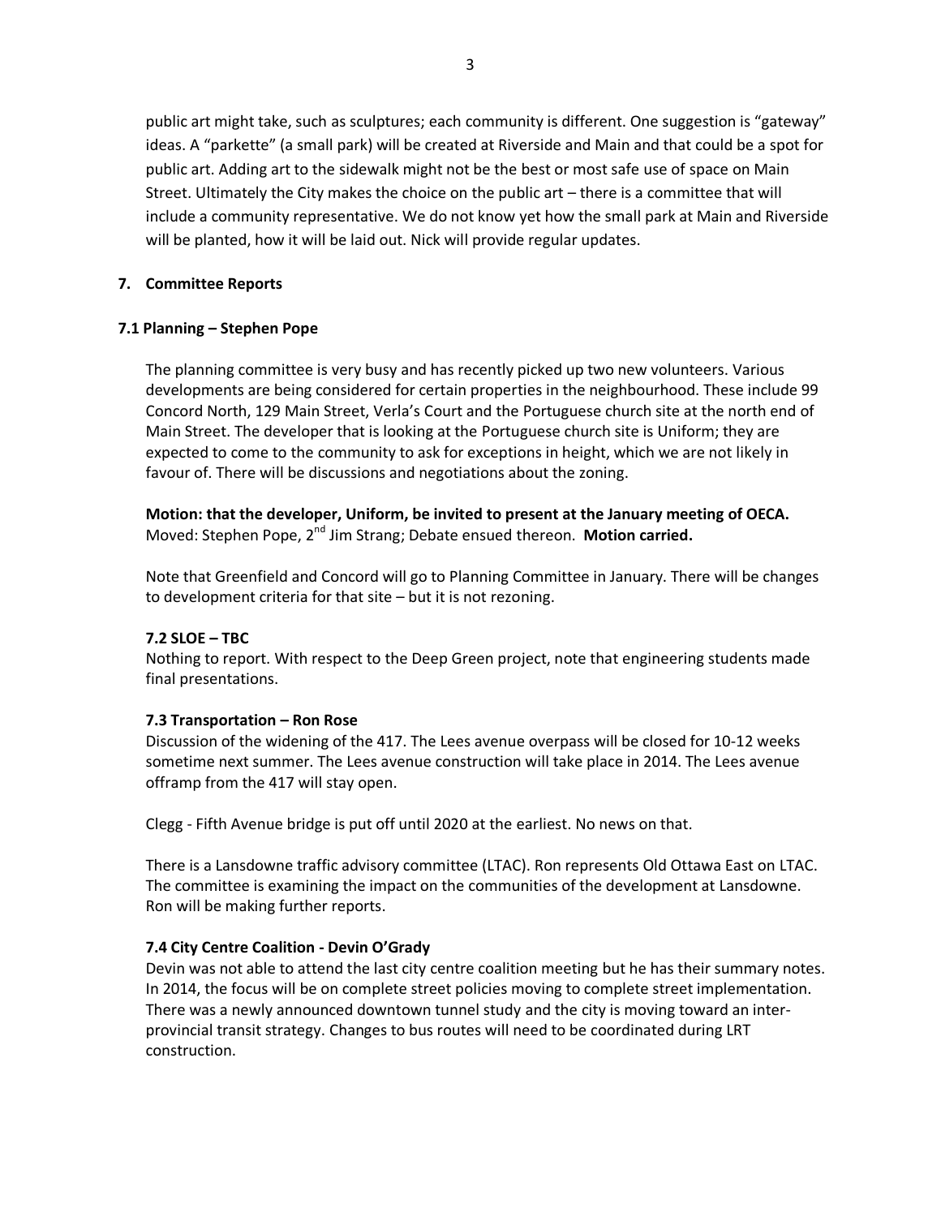public art might take, such as sculptures; each community is different. One suggestion is "gateway" ideas. A "parkette" (a small park) will be created at Riverside and Main and that could be a spot for public art. Adding art to the sidewalk might not be the best or most safe use of space on Main Street. Ultimately the City makes the choice on the public art – there is a committee that will include a community representative. We do not know yet how the small park at Main and Riverside will be planted, how it will be laid out. Nick will provide regular updates.

## 7. Committee Reports

### 7.1 Planning – Stephen Pope

The planning committee is very busy and has recently picked up two new volunteers. Various developments are being considered for certain properties in the neighbourhood. These include 99 Concord North, 129 Main Street, Verla's Court and the Portuguese church site at the north end of Main Street. The developer that is looking at the Portuguese church site is Uniform; they are expected to come to the community to ask for exceptions in height, which we are not likely in favour of. There will be discussions and negotiations about the zoning.

**Motion: that the developer, Uniform, be invited to present at the January meeting of OECA.** Moved: Stephen Pope, 2nd Jim Strang; Debate ensued thereon. **Motion carried.**

Note that Greenfield and Concord will go to Planning Committee in January. There will be changes to development criteria for that site – but it is not rezoning.

### 7.2 SLOE – TBC

Nothing to report. With respect to the Deep Green project, note that engineering students made final presentations.

### 7.3 Transportation – Ron Rose

Discussion of the widening of the 417. The Lees avenue overpass will be closed for 10-12 weeks sometime next summer. The Lees avenue construction will take place in 2014. The Lees avenue offramp from the 417 will stay open.

Clegg - Fifth Avenue bridge is put off until 2020 at the earliest. No news on that.

There is a Lansdowne traffic advisory committee (LTAC). Ron represents Old Ottawa East on LTAC. The committee is examining the impact on the communities of the development at Lansdowne. Ron will be making further reports.

### 7.4 City Centre Coalition - Devin O'Grady

Devin was not able to attend the last city centre coalition meeting but he has their summary notes. In 2014, the focus will be on complete street policies moving to complete street implementation. There was a newly announced downtown tunnel study and the city is moving toward an inter-provincial transit strategy. Changes to bus routes will need to be coordinated during LRT construction.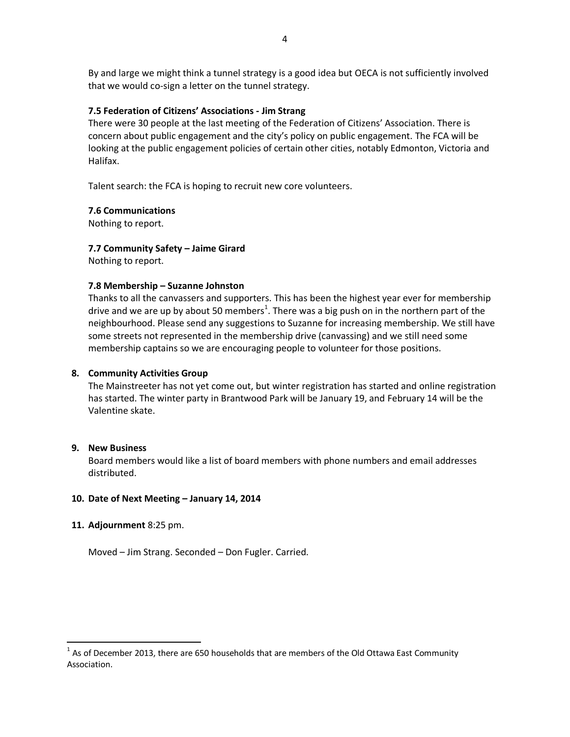By and large we might think a tunnel strategy is a good idea but OECA is not sufficiently involved that we would co-sign a letter on the tunnel strategy.

### 7.5 Federation of Citizens' Associations - Jim Strang

There were 30 people at the last meeting of the Federation of Citizens' Association. There is concern about public engagement and the city's policy on public engagement. The FCA will be looking at the public engagement policies of certain other cities, notably Edmonton, Victoria and Halifax.

Talent search: the FCA is hoping to recruit new core volunteers.

### 7.6 Communications

Nothing to report.

### 7.7 Community Safety – Jaime Girard

Nothing to report.

### 7.8 Membership – Suzanne Johnston

Thanks to all the canvassers and supporters. This has been the highest year ever for membership drive and we are up by about 50 members[1]. There was a big push on in the northern part of the neighbourhood. Please send any suggestions to Suzanne for increasing membership. We still have some streets not represented in the membership drive (canvassing) and we still need some membership captains so we are encouraging people to volunteer for those positions.

## 8. Community Activities Group

The Mainstreeter has not yet come out, but winter registration has started and online registration has started. The winter party in Brantwood Park will be January 19, and February 14 will be the Valentine skate.

## 9. New Business

Board members would like a list of board members with phone numbers and email addresses distributed.

## 10. Date of Next Meeting – January 14, 2014

## 11. Adjournment 8:25 pm.

Moved – Jim Strang. Seconded – Don Fugler. Carried.

---

[1] As of December 2013, there are 650 households that are members of the Old Ottawa East Community Association.